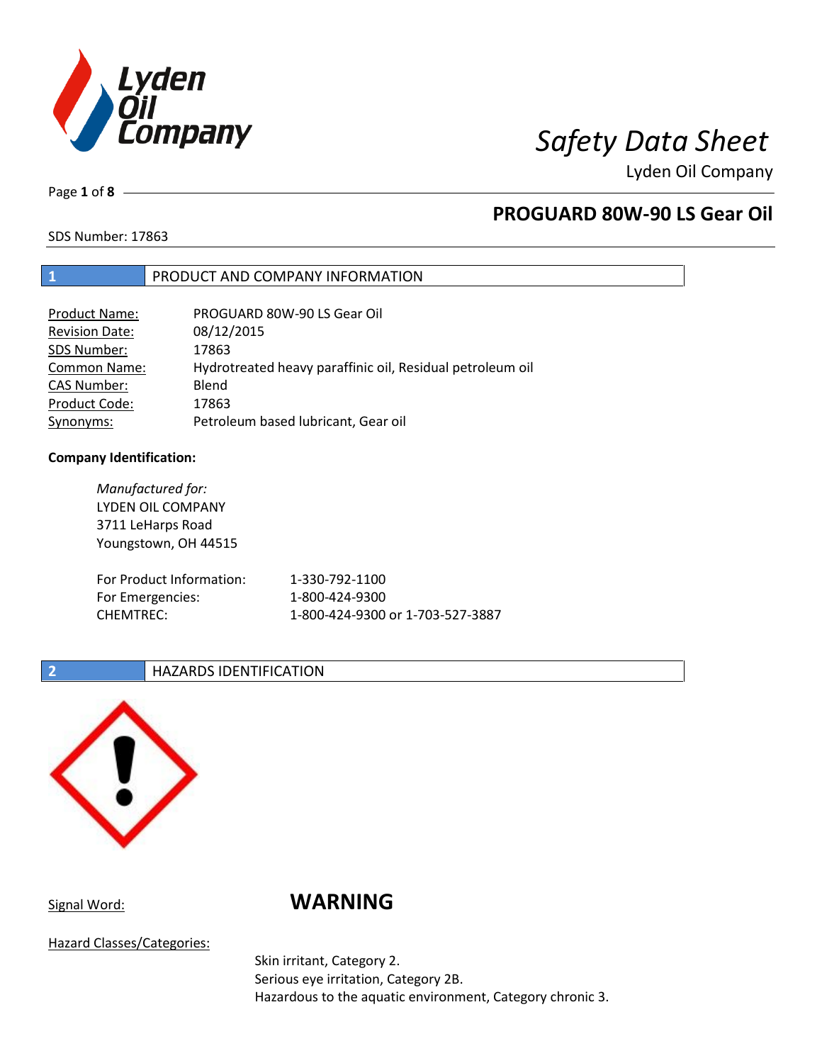# Safety Data Sheet

Lyden Oil Company

## PROGUARD 80W-90 LS Gear Oil

SDS Number: 17863

## 1 PRODUCT AND COMPANY INFORMATION

| | |
|---|---|
| Product Name: | PROGUARD 80W-90 LS Gear Oil |
| Revision Date: | 08/12/2015 |
| SDS Number: | 17863 |
| Common Name: | Hydrotreated heavy paraffinic oil, Residual petroleum oil |
| CAS Number: | Blend |
| Product Code: | 17863 |
| Synonyms: | Petroleum based lubricant, Gear oil |

**Company Identification:**

*Manufactured for:*
LYDEN OIL COMPANY
3711 LeHarps Road
Youngstown, OH 44515

| | |
|---|---|
| For Product Information: | 1-330-792-1100 |
| For Emergencies: | 1-800-424-9300 |
| CHEMTREC: | 1-800-424-9300 or 1-703-527-3887 |

## 2 HAZARDS IDENTIFICATION

Signal Word: **WARNING**

Hazard Classes/Categories:

Skin irritant, Category 2.
Serious eye irritation, Category 2B.
Hazardous to the aquatic environment, Category chronic 3.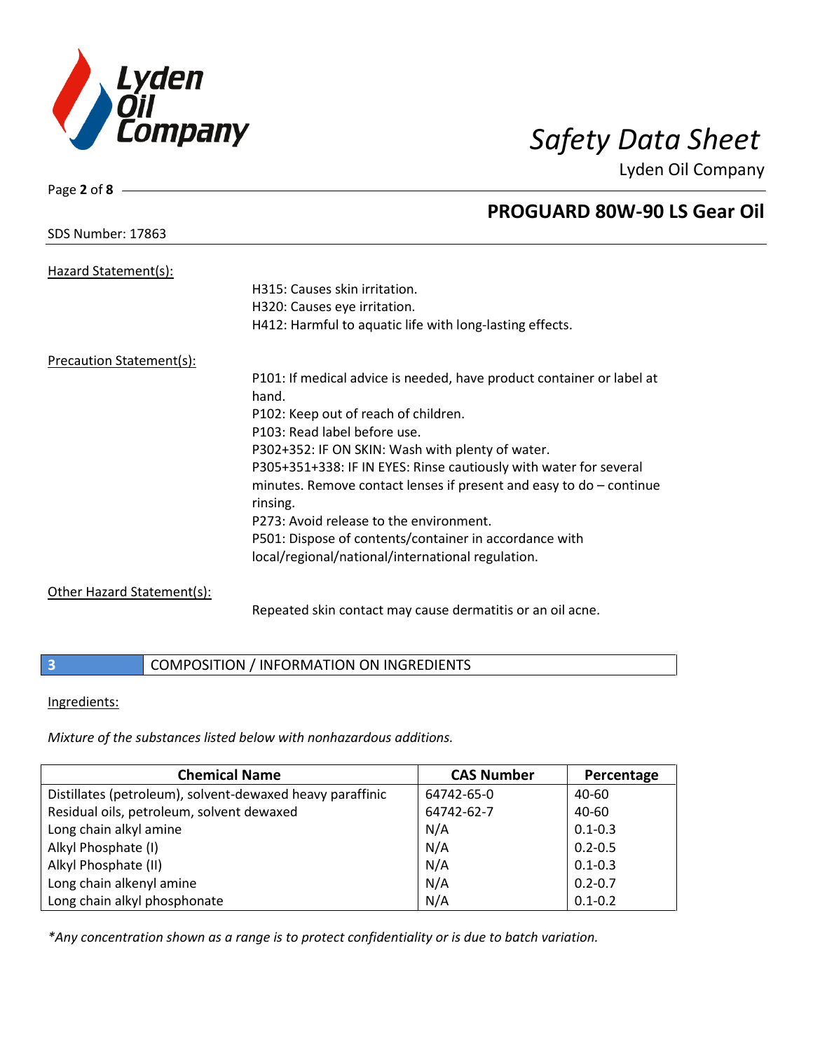Hazard Statement(s):

H315: Causes skin irritation.
H320: Causes eye irritation.
H412: Harmful to aquatic life with long-lasting effects.

Precaution Statement(s):

P101: If medical advice is needed, have product container or label at hand.
P102: Keep out of reach of children.
P103: Read label before use.
P302+352: IF ON SKIN: Wash with plenty of water.
P305+351+338: IF IN EYES: Rinse cautiously with water for several minutes. Remove contact lenses if present and easy to do – continue rinsing.
P273: Avoid release to the environment.
P501: Dispose of contents/container in accordance with local/regional/national/international regulation.

Other Hazard Statement(s):

Repeated skin contact may cause dermatitis or an oil acne.

## 3 COMPOSITION / INFORMATION ON INGREDIENTS

Ingredients:

*Mixture of the substances listed below with nonhazardous additions.*

| Chemical Name | CAS Number | Percentage |
|---|---|---|
| Distillates (petroleum), solvent-dewaxed heavy paraffinic | 64742-65-0 | 40-60 |
| Residual oils, petroleum, solvent dewaxed | 64742-62-7 | 40-60 |
| Long chain alkyl amine | N/A | 0.1-0.3 |
| Alkyl Phosphate (I) | N/A | 0.2-0.5 |
| Alkyl Phosphate (II) | N/A | 0.1-0.3 |
| Long chain alkenyl amine | N/A | 0.2-0.7 |
| Long chain alkyl phosphonate | N/A | 0.1-0.2 |

*\*Any concentration shown as a range is to protect confidentiality or is due to batch variation.*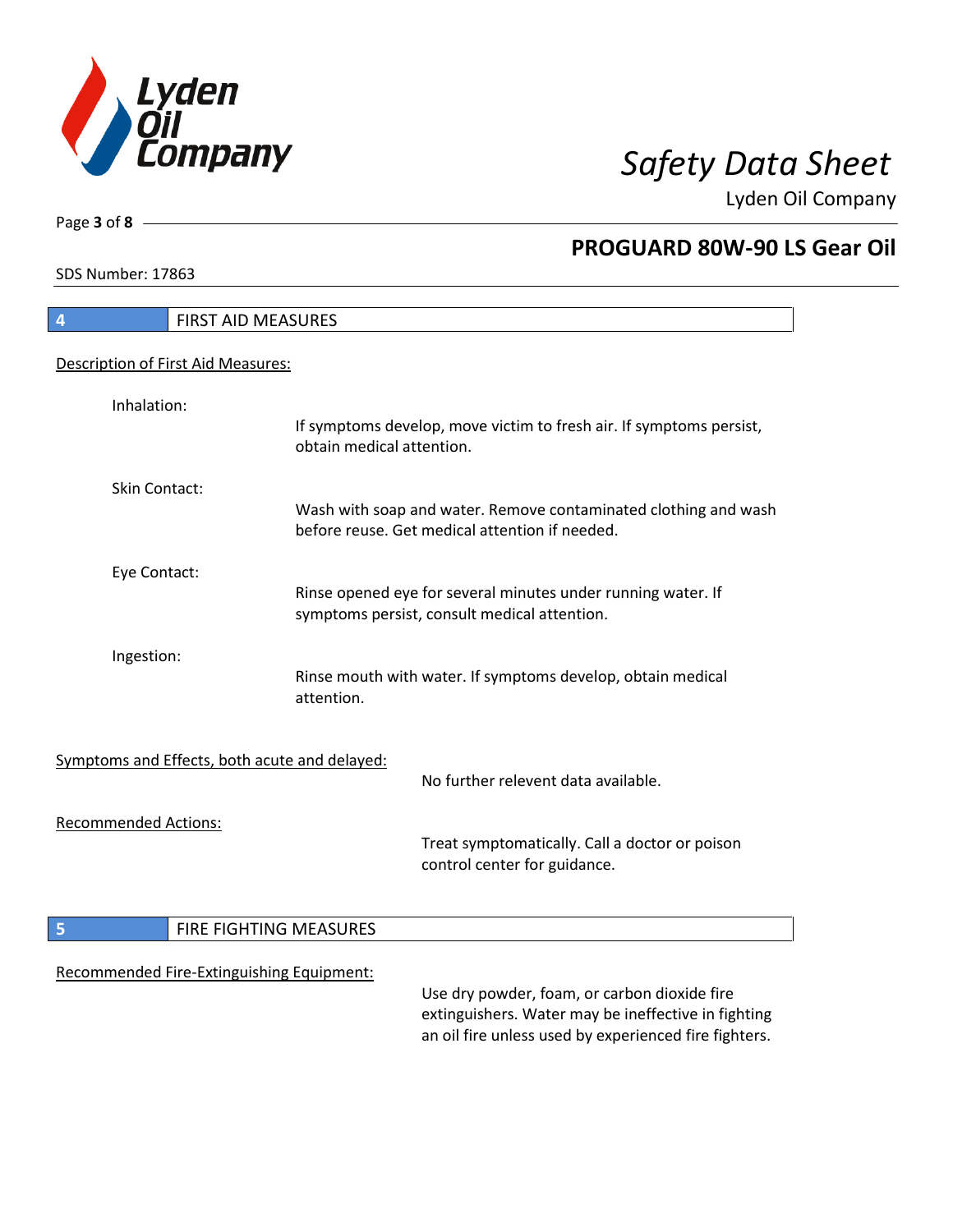## 4 FIRST AID MEASURES

Description of First Aid Measures:

Inhalation:
If symptoms develop, move victim to fresh air. If symptoms persist, obtain medical attention.

Skin Contact:
Wash with soap and water. Remove contaminated clothing and wash before reuse. Get medical attention if needed.

Eye Contact:
Rinse opened eye for several minutes under running water. If symptoms persist, consult medical attention.

Ingestion:
Rinse mouth with water. If symptoms develop, obtain medical attention.

Symptoms and Effects, both acute and delayed:
No further relevent data available.

Recommended Actions:
Treat symptomatically. Call a doctor or poison control center for guidance.

## 5 FIRE FIGHTING MEASURES

Recommended Fire-Extinguishing Equipment:
Use dry powder, foam, or carbon dioxide fire extinguishers. Water may be ineffective in fighting an oil fire unless used by experienced fire fighters.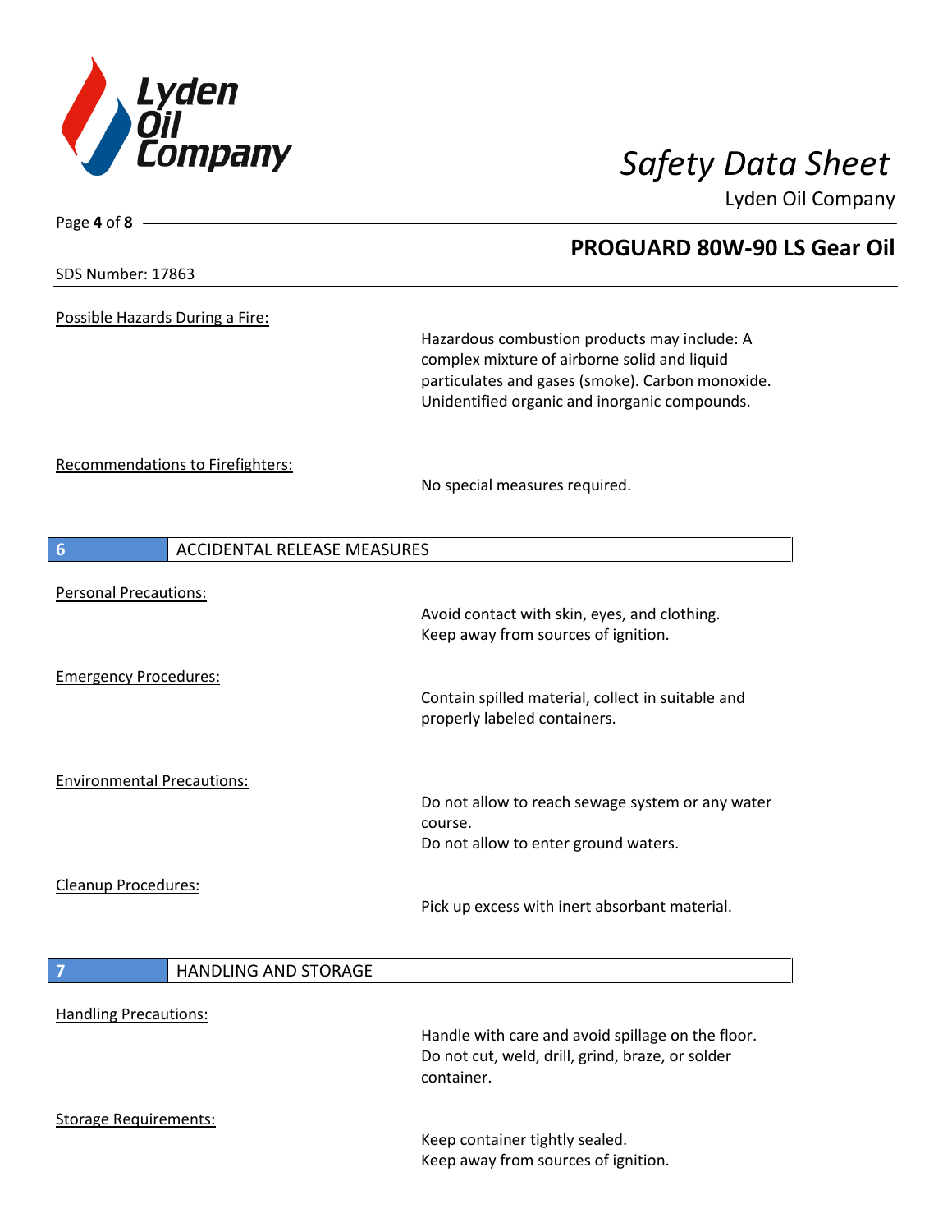Possible Hazards During a Fire:

Hazardous combustion products may include: A complex mixture of airborne solid and liquid particulates and gases (smoke). Carbon monoxide. Unidentified organic and inorganic compounds.

Recommendations to Firefighters:

No special measures required.

## 6 ACCIDENTAL RELEASE MEASURES

Personal Precautions:

Avoid contact with skin, eyes, and clothing.
Keep away from sources of ignition.

Emergency Procedures:

Contain spilled material, collect in suitable and properly labeled containers.

Environmental Precautions:

Do not allow to reach sewage system or any water course.
Do not allow to enter ground waters.

Cleanup Procedures:

Pick up excess with inert absorbant material.

## 7 HANDLING AND STORAGE

Handling Precautions:

Handle with care and avoid spillage on the floor.
Do not cut, weld, drill, grind, braze, or solder container.

Storage Requirements:

Keep container tightly sealed.
Keep away from sources of ignition.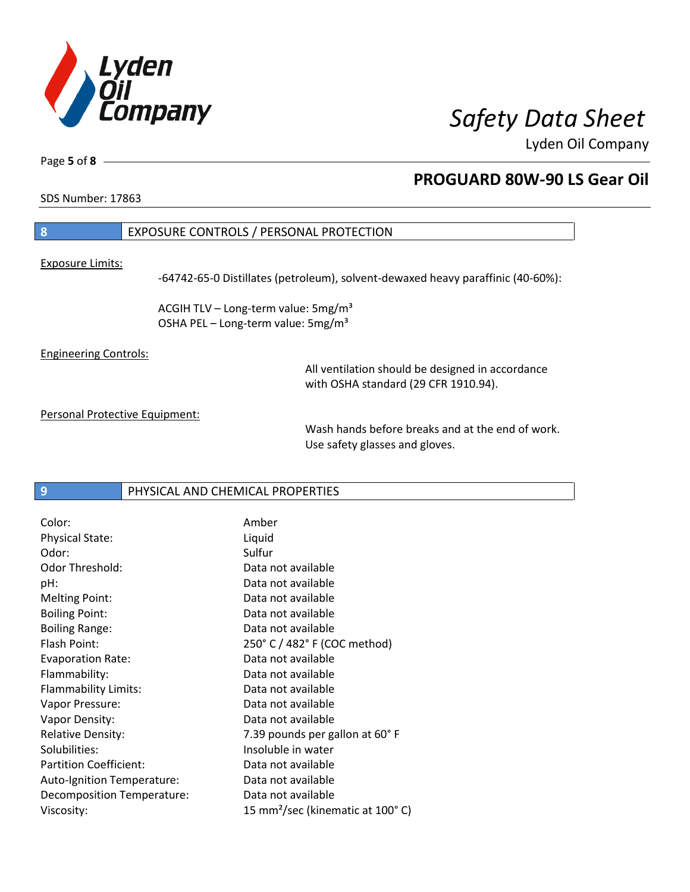## 8 EXPOSURE CONTROLS / PERSONAL PROTECTION

Exposure Limits:

-64742-65-0 Distillates (petroleum), solvent-dewaxed heavy paraffinic (40-60%):

ACGIH TLV – Long-term value: 5mg/m³
OSHA PEL – Long-term value: 5mg/m³

Engineering Controls:

All ventilation should be designed in accordance with OSHA standard (29 CFR 1910.94).

Personal Protective Equipment:

Wash hands before breaks and at the end of work.
Use safety glasses and gloves.

## 9 PHYSICAL AND CHEMICAL PROPERTIES

| | |
|---|---|
| Color: | Amber |
| Physical State: | Liquid |
| Odor: | Sulfur |
| Odor Threshold: | Data not available |
| pH: | Data not available |
| Melting Point: | Data not available |
| Boiling Point: | Data not available |
| Boiling Range: | Data not available |
| Flash Point: | 250° C / 482° F (COC method) |
| Evaporation Rate: | Data not available |
| Flammability: | Data not available |
| Flammability Limits: | Data not available |
| Vapor Pressure: | Data not available |
| Vapor Density: | Data not available |
| Relative Density: | 7.39 pounds per gallon at 60° F |
| Solubilities: | Insoluble in water |
| Partition Coefficient: | Data not available |
| Auto-Ignition Temperature: | Data not available |
| Decomposition Temperature: | Data not available |
| Viscosity: | 15 mm²/sec (kinematic at 100° C) |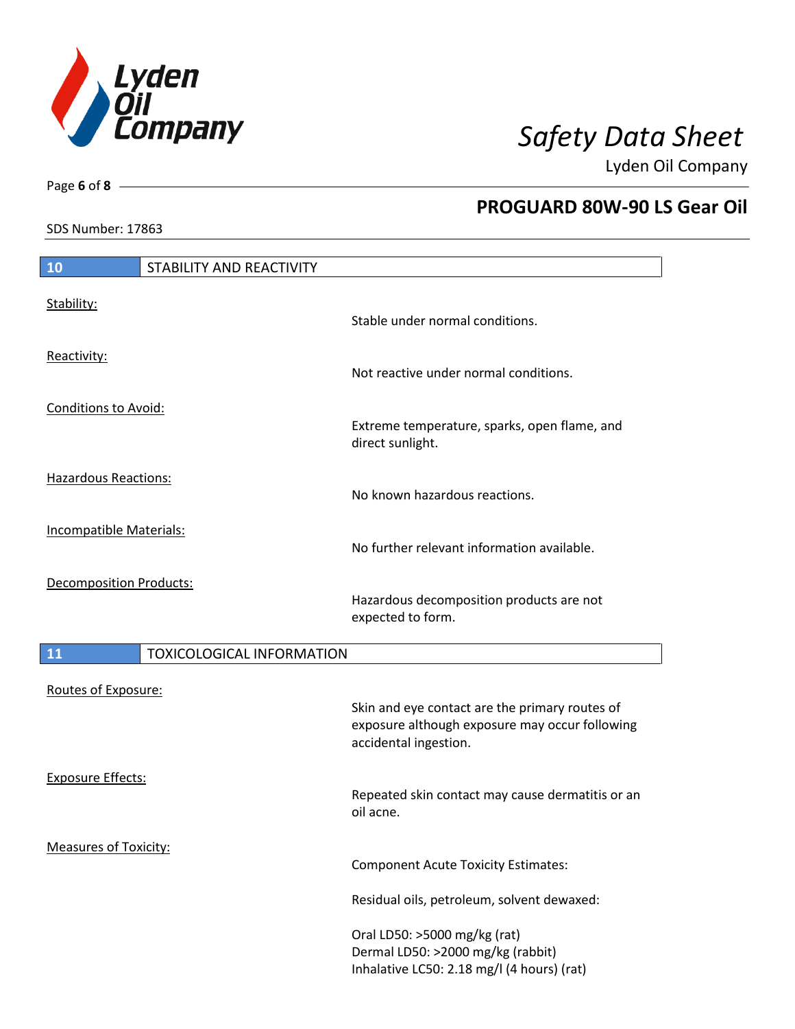## 10 STABILITY AND REACTIVITY

Stability:

Stable under normal conditions.

Reactivity:

Not reactive under normal conditions.

Conditions to Avoid:

Extreme temperature, sparks, open flame, and direct sunlight.

Hazardous Reactions:

No known hazardous reactions.

Incompatible Materials:

No further relevant information available.

Decomposition Products:

Hazardous decomposition products are not expected to form.

## 11 TOXICOLOGICAL INFORMATION

Routes of Exposure:

Skin and eye contact are the primary routes of exposure although exposure may occur following accidental ingestion.

Exposure Effects:

Repeated skin contact may cause dermatitis or an oil acne.

Measures of Toxicity:

Component Acute Toxicity Estimates:

Residual oils, petroleum, solvent dewaxed:

Oral LD50: >5000 mg/kg (rat)
Dermal LD50: >2000 mg/kg (rabbit)
Inhalative LC50: 2.18 mg/l (4 hours) (rat)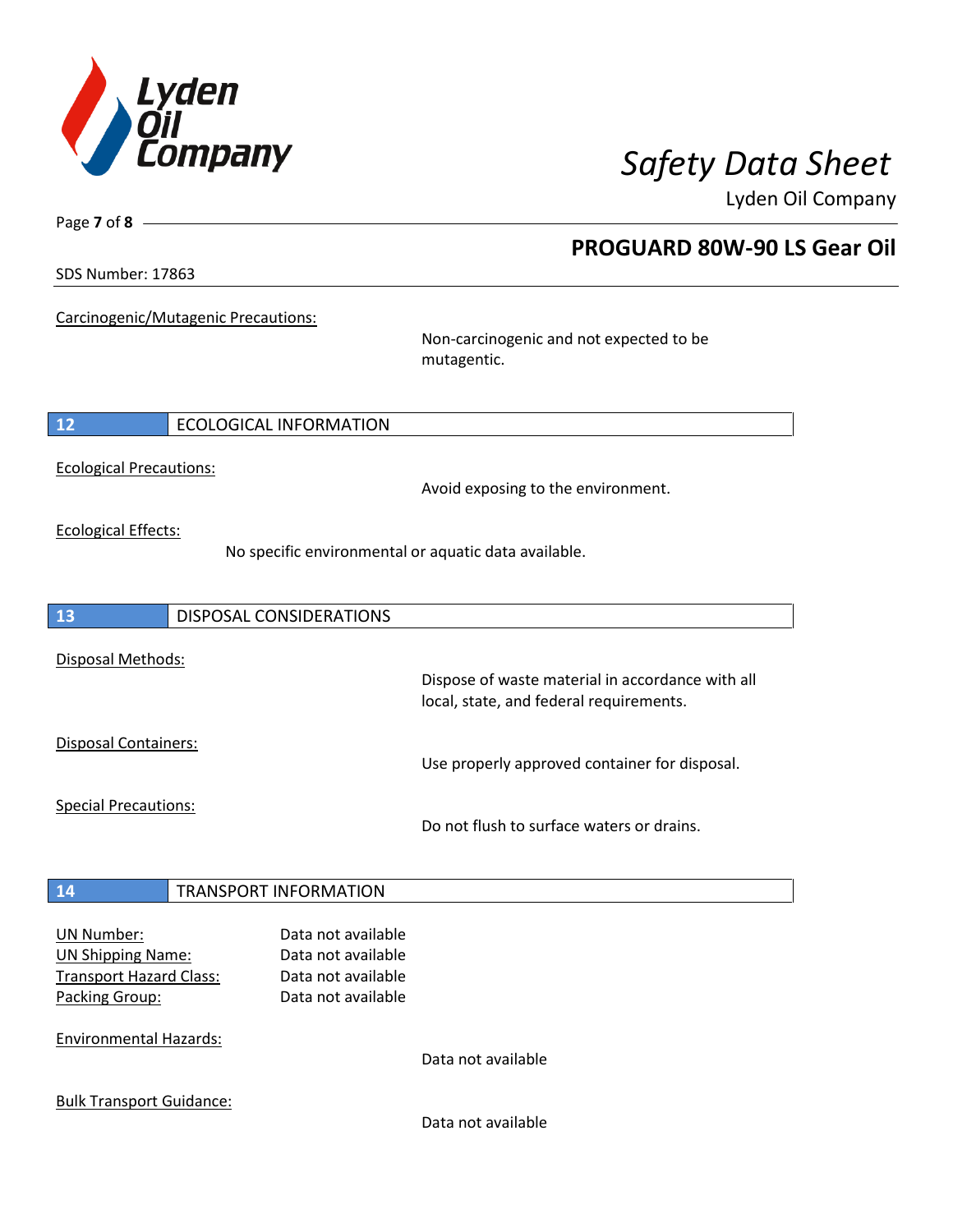Carcinogenic/Mutagenic Precautions:

Non-carcinogenic and not expected to be mutagentic.

## 12 ECOLOGICAL INFORMATION

Ecological Precautions:

Avoid exposing to the environment.

Ecological Effects:

No specific environmental or aquatic data available.

## 13 DISPOSAL CONSIDERATIONS

Disposal Methods:

Dispose of waste material in accordance with all local, state, and federal requirements.

Disposal Containers:

Use properly approved container for disposal.

Special Precautions:

Do not flush to surface waters or drains.

## 14 TRANSPORT INFORMATION

UN Number: Data not available
UN Shipping Name: Data not available
Transport Hazard Class: Data not available
Packing Group: Data not available

Environmental Hazards:

Data not available

Bulk Transport Guidance:

Data not available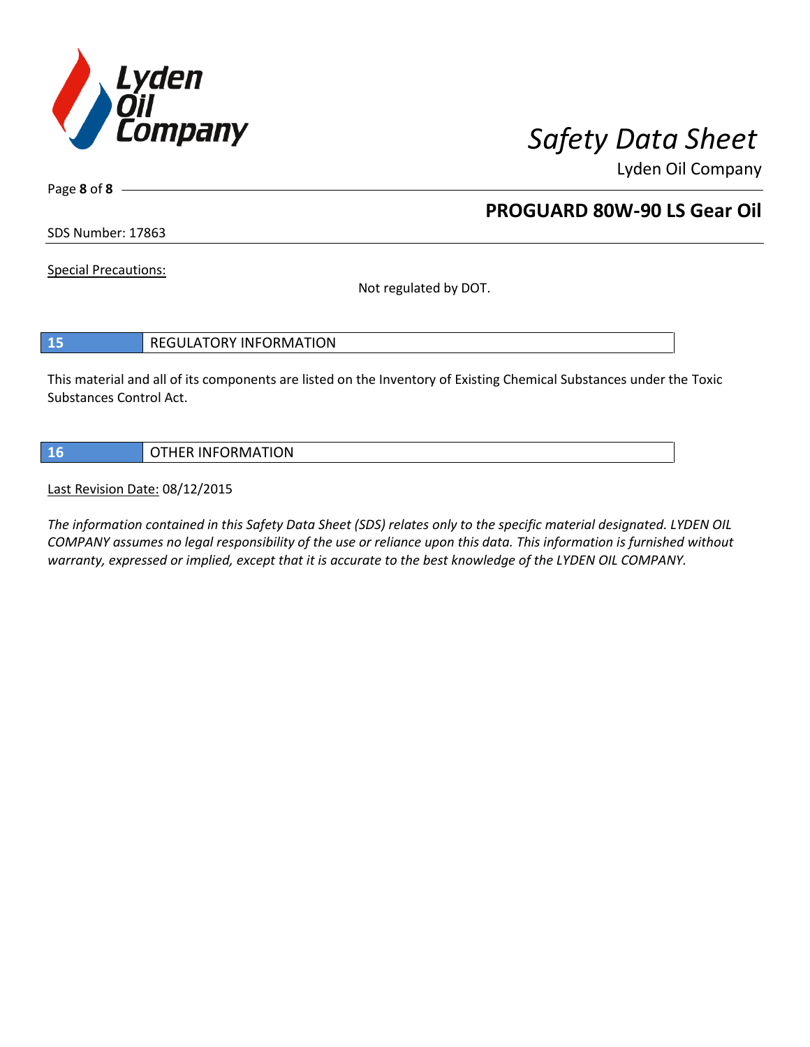Special Precautions:

Not regulated by DOT.

## 15 REGULATORY INFORMATION

This material and all of its components are listed on the Inventory of Existing Chemical Substances under the Toxic Substances Control Act.

## 16 OTHER INFORMATION

Last Revision Date: 08/12/2015

*The information contained in this Safety Data Sheet (SDS) relates only to the specific material designated. LYDEN OIL COMPANY assumes no legal responsibility of the use or reliance upon this data. This information is furnished without warranty, expressed or implied, except that it is accurate to the best knowledge of the LYDEN OIL COMPANY.*